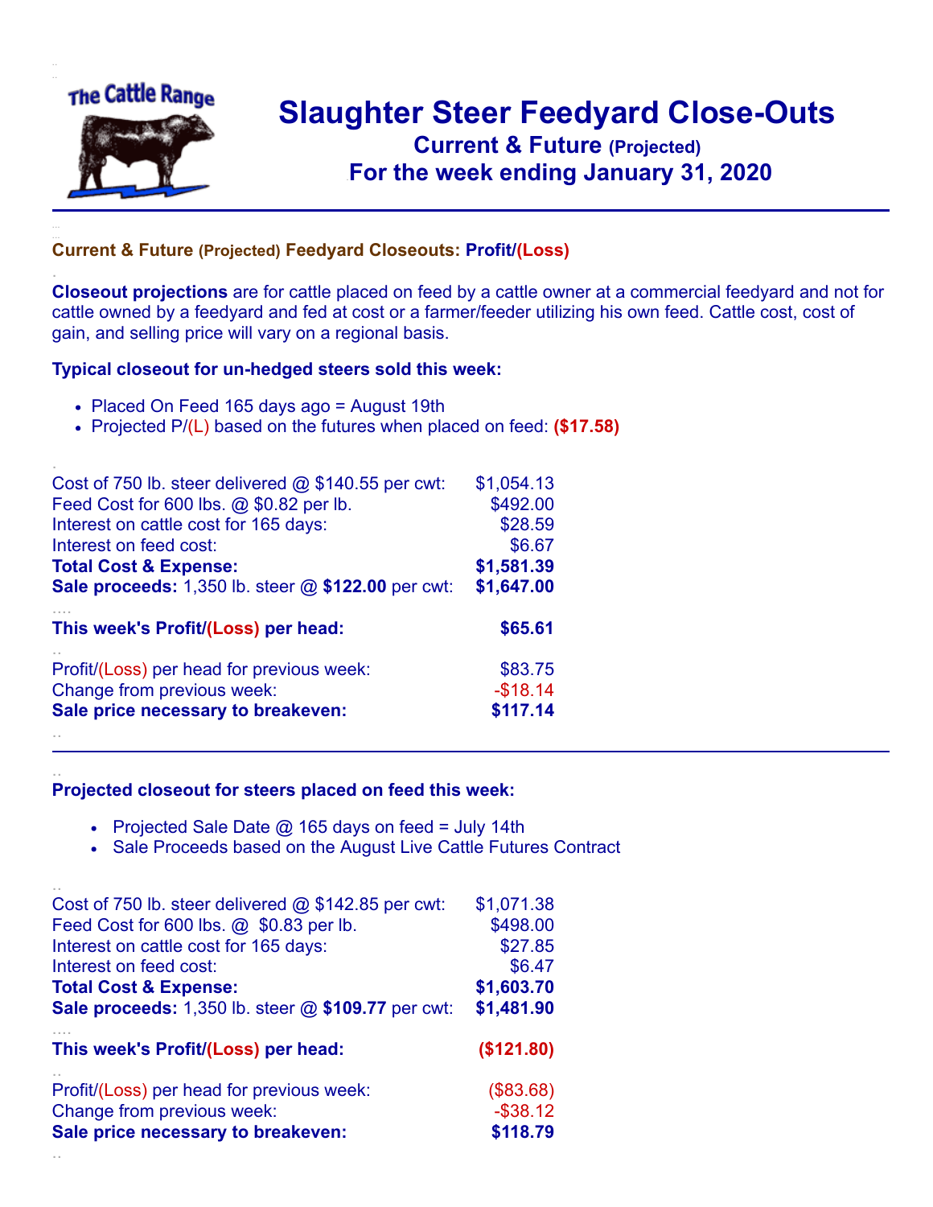# Slaughter Steer Feedyard Close-Outs

## Current & Future (Projected)

## For the week ending January 31, 2020

---

### Current & Future (Projected) Feedyard Closeouts: Profit/(Loss)

**Closeout projections** are for cattle placed on feed by a cattle owner at a commercial feedyard and not for cattle owned by a feedyard and fed at cost or a farmer/feeder utilizing his own feed. Cattle cost, cost of gain, and selling price will vary on a regional basis.

**Typical closeout for un-hedged steers sold this week:**

- Placed On Feed 165 days ago = August 19th
- Projected P/(L) based on the futures when placed on feed: **($17.58)**

| | |
|---|---|
| Cost of 750 lb. steer delivered @ $140.55 per cwt: | $1,054.13 |
| Feed Cost for 600 lbs. @ $0.82 per lb. | $492.00 |
| Interest on cattle cost for 165 days: | $28.59 |
| Interest on feed cost: | $6.67 |
| **Total Cost & Expense:** | **$1,581.39** |
| **Sale proceeds:** 1,350 lb. steer @ **$122.00** per cwt: | **$1,647.00** |
| **This week's Profit/(Loss) per head:** | **$65.61** |
| Profit/(Loss) per head for previous week: | $83.75 |
| Change from previous week: | -$18.14 |
| **Sale price necessary to breakeven:** | **$117.14** |

---

**Projected closeout for steers placed on feed this week:**

- Projected Sale Date @ 165 days on feed = July 14th
- Sale Proceeds based on the August Live Cattle Futures Contract

| | |
|---|---|
| Cost of 750 lb. steer delivered @ $142.85 per cwt: | $1,071.38 |
| Feed Cost for 600 lbs. @ $0.83 per lb. | $498.00 |
| Interest on cattle cost for 165 days: | $27.85 |
| Interest on feed cost: | $6.47 |
| **Total Cost & Expense:** | **$1,603.70** |
| **Sale proceeds:** 1,350 lb. steer @ **$109.77** per cwt: | **$1,481.90** |
| **This week's Profit/(Loss) per head:** | **($121.80)** |
| Profit/(Loss) per head for previous week: | ($83.68) |
| Change from previous week: | -$38.12 |
| **Sale price necessary to breakeven:** | **$118.79** |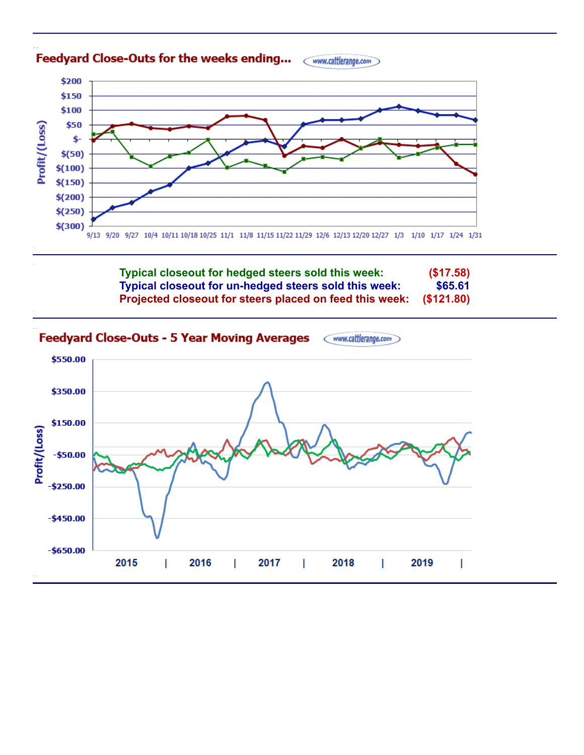## Feedyard Close-Outs for the weeks ending...

www.cattlerange.com

Profit/(Loss)

$200
$150
$100
$50
$-
$(50)
$(100)
$(150)
$(200)
$(250)
$(300)

9/13 9/20 9/27 10/4 10/11 10/18 10/25 11/1 11/8 11/15 11/22 11/29 12/6 12/13 12/20 12/27 1/3 1/10 1/17 1/24 1/31

| | |
|---|---|
| Typical closeout for hedged steers sold this week: | ($17.58) |
| Typical closeout for un-hedged steers sold this week: | $65.61 |
| Projected closeout for steers placed on feed this week: | ($121.80) |

## Feedyard Close-Outs - 5 Year Moving Averages

www.cattlerange.com

Profit/(Loss)

$550.00
$350.00
$150.00
-$50.00
-$250.00
-$450.00
-$650.00

2015 | 2016 | 2017 | 2018 | 2019 |